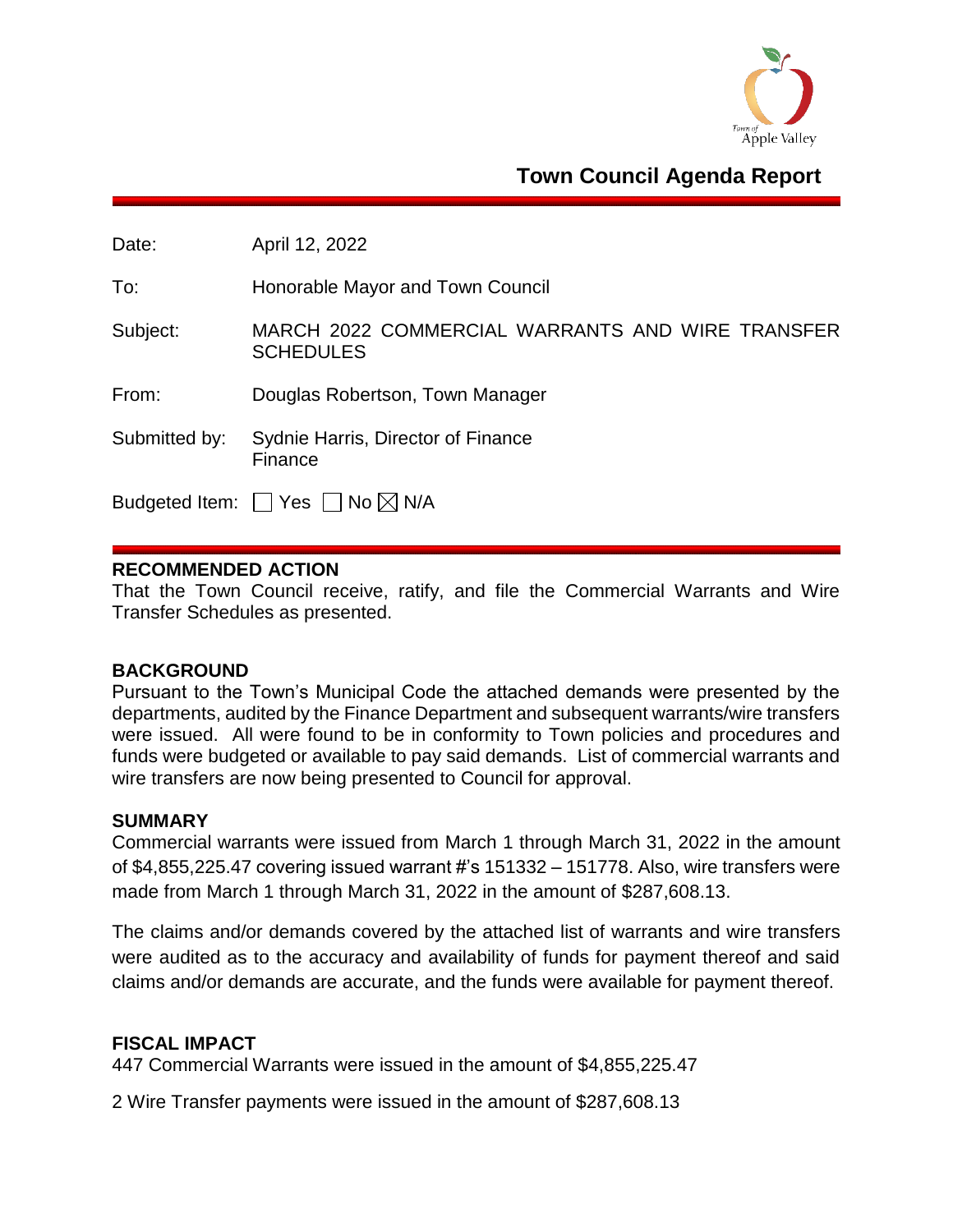# Town Council Agenda Report

| | |
|---|---|
| Date: | April 12, 2022 |
| To: | Honorable Mayor and Town Council |
| Subject: | MARCH 2022 COMMERCIAL WARRANTS AND WIRE TRANSFER SCHEDULES |
| From: | Douglas Robertson, Town Manager |
| Submitted by: | Sydnie Harris, Director of Finance<br>Finance |
| Budgeted Item: | ☐ Yes ☐ No ☒ N/A |

## RECOMMENDED ACTION

That the Town Council receive, ratify, and file the Commercial Warrants and Wire Transfer Schedules as presented.

## BACKGROUND

Pursuant to the Town's Municipal Code the attached demands were presented by the departments, audited by the Finance Department and subsequent warrants/wire transfers were issued. All were found to be in conformity to Town policies and procedures and funds were budgeted or available to pay said demands. List of commercial warrants and wire transfers are now being presented to Council for approval.

## SUMMARY

Commercial warrants were issued from March 1 through March 31, 2022 in the amount of $4,855,225.47 covering issued warrant #'s 151332 – 151778. Also, wire transfers were made from March 1 through March 31, 2022 in the amount of $287,608.13.

The claims and/or demands covered by the attached list of warrants and wire transfers were audited as to the accuracy and availability of funds for payment thereof and said claims and/or demands are accurate, and the funds were available for payment thereof.

## FISCAL IMPACT

447 Commercial Warrants were issued in the amount of $4,855,225.47

2 Wire Transfer payments were issued in the amount of $287,608.13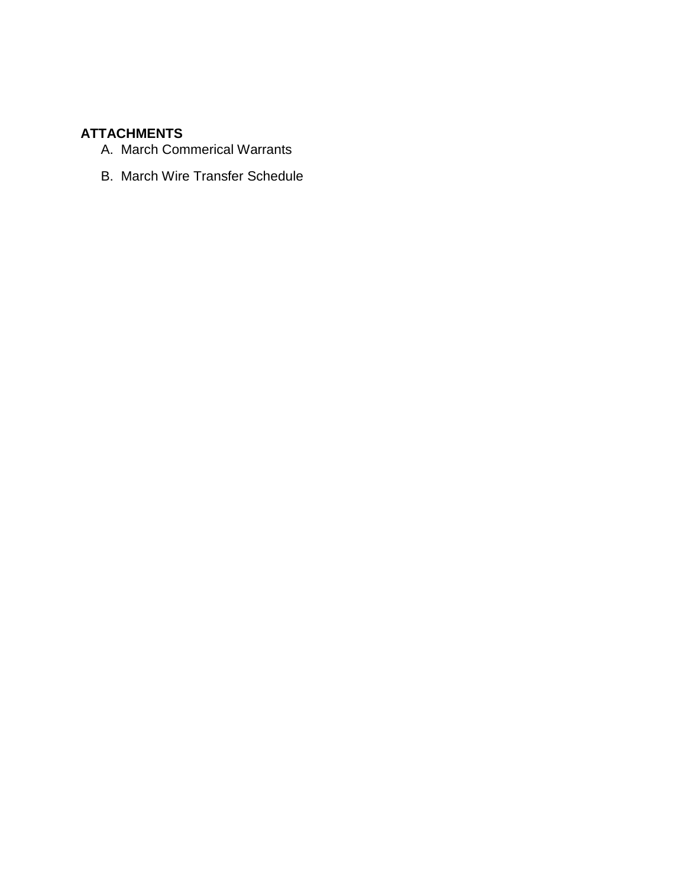**ATTACHMENTS**

A. March Commerical Warrants

B. March Wire Transfer Schedule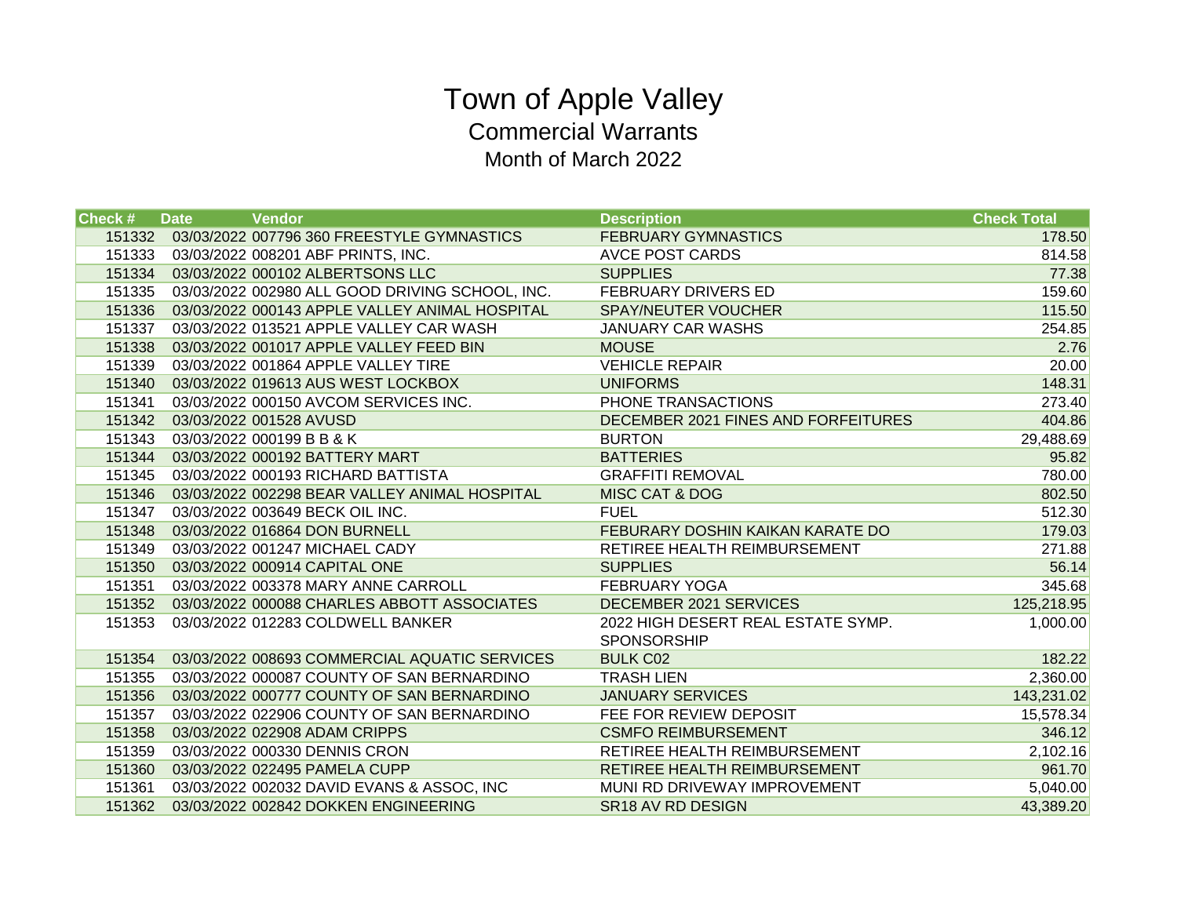# Town of Apple Valley

## Commercial Warrants

### Month of March 2022

| Check # | Date | Vendor | Description | Check Total |
|---|---|---|---|---|
| 151332 | 03/03/2022 | 007796 360 FREESTYLE GYMNASTICS | FEBRUARY GYMNASTICS | 178.50 |
| 151333 | 03/03/2022 | 008201 ABF PRINTS, INC. | AVCE POST CARDS | 814.58 |
| 151334 | 03/03/2022 | 000102 ALBERTSONS LLC | SUPPLIES | 77.38 |
| 151335 | 03/03/2022 | 002980 ALL GOOD DRIVING SCHOOL, INC. | FEBRUARY DRIVERS ED | 159.60 |
| 151336 | 03/03/2022 | 000143 APPLE VALLEY ANIMAL HOSPITAL | SPAY/NEUTER VOUCHER | 115.50 |
| 151337 | 03/03/2022 | 013521 APPLE VALLEY CAR WASH | JANUARY CAR WASHS | 254.85 |
| 151338 | 03/03/2022 | 001017 APPLE VALLEY FEED BIN | MOUSE | 2.76 |
| 151339 | 03/03/2022 | 001864 APPLE VALLEY TIRE | VEHICLE REPAIR | 20.00 |
| 151340 | 03/03/2022 | 019613 AUS WEST LOCKBOX | UNIFORMS | 148.31 |
| 151341 | 03/03/2022 | 000150 AVCOM SERVICES INC. | PHONE TRANSACTIONS | 273.40 |
| 151342 | 03/03/2022 | 001528 AVUSD | DECEMBER 2021 FINES AND FORFEITURES | 404.86 |
| 151343 | 03/03/2022 | 000199 B B & K | BURTON | 29,488.69 |
| 151344 | 03/03/2022 | 000192 BATTERY MART | BATTERIES | 95.82 |
| 151345 | 03/03/2022 | 000193 RICHARD BATTISTA | GRAFFITI REMOVAL | 780.00 |
| 151346 | 03/03/2022 | 002298 BEAR VALLEY ANIMAL HOSPITAL | MISC CAT & DOG | 802.50 |
| 151347 | 03/03/2022 | 003649 BECK OIL INC. | FUEL | 512.30 |
| 151348 | 03/03/2022 | 016864 DON BURNELL | FEBURARY DOSHIN KAIKAN KARATE DO | 179.03 |
| 151349 | 03/03/2022 | 001247 MICHAEL CADY | RETIREE HEALTH REIMBURSEMENT | 271.88 |
| 151350 | 03/03/2022 | 000914 CAPITAL ONE | SUPPLIES | 56.14 |
| 151351 | 03/03/2022 | 003378 MARY ANNE CARROLL | FEBRUARY YOGA | 345.68 |
| 151352 | 03/03/2022 | 000088 CHARLES ABBOTT ASSOCIATES | DECEMBER 2021 SERVICES | 125,218.95 |
| 151353 | 03/03/2022 | 012283 COLDWELL BANKER | 2022 HIGH DESERT REAL ESTATE SYMP. SPONSORSHIP | 1,000.00 |
| 151354 | 03/03/2022 | 008693 COMMERCIAL AQUATIC SERVICES | BULK C02 | 182.22 |
| 151355 | 03/03/2022 | 000087 COUNTY OF SAN BERNARDINO | TRASH LIEN | 2,360.00 |
| 151356 | 03/03/2022 | 000777 COUNTY OF SAN BERNARDINO | JANUARY SERVICES | 143,231.02 |
| 151357 | 03/03/2022 | 022906 COUNTY OF SAN BERNARDINO | FEE FOR REVIEW DEPOSIT | 15,578.34 |
| 151358 | 03/03/2022 | 022908 ADAM CRIPPS | CSMFO REIMBURSEMENT | 346.12 |
| 151359 | 03/03/2022 | 000330 DENNIS CRON | RETIREE HEALTH REIMBURSEMENT | 2,102.16 |
| 151360 | 03/03/2022 | 022495 PAMELA CUPP | RETIREE HEALTH REIMBURSEMENT | 961.70 |
| 151361 | 03/03/2022 | 002032 DAVID EVANS & ASSOC, INC | MUNI RD DRIVEWAY IMPROVEMENT | 5,040.00 |
| 151362 | 03/03/2022 | 002842 DOKKEN ENGINEERING | SR18 AV RD DESIGN | 43,389.20 |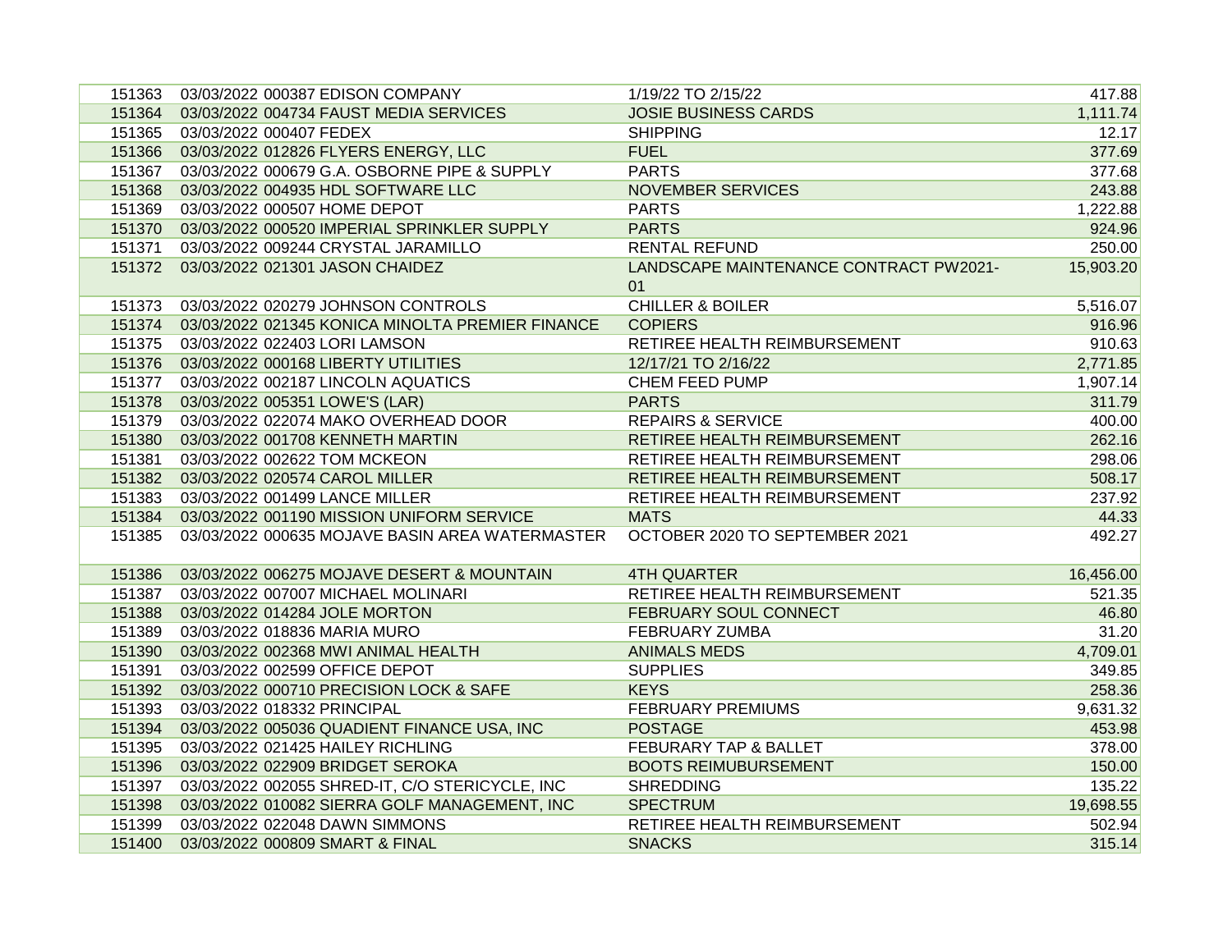| | | | | |
|---|---|---|---|---|
| 151363 | 03/03/2022 | 000387 EDISON COMPANY | 1/19/22 TO 2/15/22 | 417.88 |
| 151364 | 03/03/2022 | 004734 FAUST MEDIA SERVICES | JOSIE BUSINESS CARDS | 1,111.74 |
| 151365 | 03/03/2022 | 000407 FEDEX | SHIPPING | 12.17 |
| 151366 | 03/03/2022 | 012826 FLYERS ENERGY, LLC | FUEL | 377.69 |
| 151367 | 03/03/2022 | 000679 G.A. OSBORNE PIPE & SUPPLY | PARTS | 377.68 |
| 151368 | 03/03/2022 | 004935 HDL SOFTWARE LLC | NOVEMBER SERVICES | 243.88 |
| 151369 | 03/03/2022 | 000507 HOME DEPOT | PARTS | 1,222.88 |
| 151370 | 03/03/2022 | 000520 IMPERIAL SPRINKLER SUPPLY | PARTS | 924.96 |
| 151371 | 03/03/2022 | 009244 CRYSTAL JARAMILLO | RENTAL REFUND | 250.00 |
| 151372 | 03/03/2022 | 021301 JASON CHAIDEZ | LANDSCAPE MAINTENANCE CONTRACT PW2021-01 | 15,903.20 |
| 151373 | 03/03/2022 | 020279 JOHNSON CONTROLS | CHILLER & BOILER | 5,516.07 |
| 151374 | 03/03/2022 | 021345 KONICA MINOLTA PREMIER FINANCE | COPIERS | 916.96 |
| 151375 | 03/03/2022 | 022403 LORI LAMSON | RETIREE HEALTH REIMBURSEMENT | 910.63 |
| 151376 | 03/03/2022 | 000168 LIBERTY UTILITIES | 12/17/21 TO 2/16/22 | 2,771.85 |
| 151377 | 03/03/2022 | 002187 LINCOLN AQUATICS | CHEM FEED PUMP | 1,907.14 |
| 151378 | 03/03/2022 | 005351 LOWE'S (LAR) | PARTS | 311.79 |
| 151379 | 03/03/2022 | 022074 MAKO OVERHEAD DOOR | REPAIRS & SERVICE | 400.00 |
| 151380 | 03/03/2022 | 001708 KENNETH MARTIN | RETIREE HEALTH REIMBURSEMENT | 262.16 |
| 151381 | 03/03/2022 | 002622 TOM MCKEON | RETIREE HEALTH REIMBURSEMENT | 298.06 |
| 151382 | 03/03/2022 | 020574 CAROL MILLER | RETIREE HEALTH REIMBURSEMENT | 508.17 |
| 151383 | 03/03/2022 | 001499 LANCE MILLER | RETIREE HEALTH REIMBURSEMENT | 237.92 |
| 151384 | 03/03/2022 | 001190 MISSION UNIFORM SERVICE | MATS | 44.33 |
| 151385 | 03/03/2022 | 000635 MOJAVE BASIN AREA WATERMASTER | OCTOBER 2020 TO SEPTEMBER 2021 | 492.27 |
| 151386 | 03/03/2022 | 006275 MOJAVE DESERT & MOUNTAIN | 4TH QUARTER | 16,456.00 |
| 151387 | 03/03/2022 | 007007 MICHAEL MOLINARI | RETIREE HEALTH REIMBURSEMENT | 521.35 |
| 151388 | 03/03/2022 | 014284 JOLE MORTON | FEBRUARY SOUL CONNECT | 46.80 |
| 151389 | 03/03/2022 | 018836 MARIA MURO | FEBRUARY ZUMBA | 31.20 |
| 151390 | 03/03/2022 | 002368 MWI ANIMAL HEALTH | ANIMALS MEDS | 4,709.01 |
| 151391 | 03/03/2022 | 002599 OFFICE DEPOT | SUPPLIES | 349.85 |
| 151392 | 03/03/2022 | 000710 PRECISION LOCK & SAFE | KEYS | 258.36 |
| 151393 | 03/03/2022 | 018332 PRINCIPAL | FEBRUARY PREMIUMS | 9,631.32 |
| 151394 | 03/03/2022 | 005036 QUADIENT FINANCE USA, INC | POSTAGE | 453.98 |
| 151395 | 03/03/2022 | 021425 HAILEY RICHLING | FEBURARY TAP & BALLET | 378.00 |
| 151396 | 03/03/2022 | 022909 BRIDGET SEROKA | BOOTS REIMUBURSEMENT | 150.00 |
| 151397 | 03/03/2022 | 002055 SHRED-IT, C/O STERICYCLE, INC | SHREDDING | 135.22 |
| 151398 | 03/03/2022 | 010082 SIERRA GOLF MANAGEMENT, INC | SPECTRUM | 19,698.55 |
| 151399 | 03/03/2022 | 022048 DAWN SIMMONS | RETIREE HEALTH REIMBURSEMENT | 502.94 |
| 151400 | 03/03/2022 | 000809 SMART & FINAL | SNACKS | 315.14 |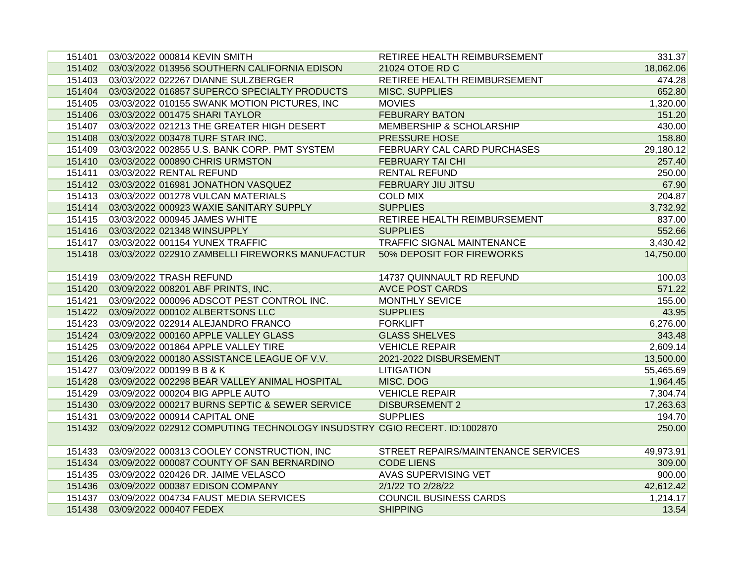| | | | | |
|---|---|---|---|---|
| 151401 | 03/03/2022 | 000814 KEVIN SMITH | RETIREE HEALTH REIMBURSEMENT | 331.37 |
| 151402 | 03/03/2022 | 013956 SOUTHERN CALIFORNIA EDISON | 21024 OTOE RD C | 18,062.06 |
| 151403 | 03/03/2022 | 022267 DIANNE SULZBERGER | RETIREE HEALTH REIMBURSEMENT | 474.28 |
| 151404 | 03/03/2022 | 016857 SUPERCO SPECIALTY PRODUCTS | MISC. SUPPLIES | 652.80 |
| 151405 | 03/03/2022 | 010155 SWANK MOTION PICTURES, INC | MOVIES | 1,320.00 |
| 151406 | 03/03/2022 | 001475 SHARI TAYLOR | FEBURARY BATON | 151.20 |
| 151407 | 03/03/2022 | 021213 THE GREATER HIGH DESERT | MEMBERSHIP & SCHOLARSHIP | 430.00 |
| 151408 | 03/03/2022 | 003478 TURF STAR INC. | PRESSURE HOSE | 158.80 |
| 151409 | 03/03/2022 | 002855 U.S. BANK CORP. PMT SYSTEM | FEBRUARY CAL CARD PURCHASES | 29,180.12 |
| 151410 | 03/03/2022 | 000890 CHRIS URMSTON | FEBRUARY TAI CHI | 257.40 |
| 151411 | 03/03/2022 | RENTAL REFUND | RENTAL REFUND | 250.00 |
| 151412 | 03/03/2022 | 016981 JONATHON VASQUEZ | FEBRUARY JIU JITSU | 67.90 |
| 151413 | 03/03/2022 | 001278 VULCAN MATERIALS | COLD MIX | 204.87 |
| 151414 | 03/03/2022 | 000923 WAXIE SANITARY SUPPLY | SUPPLIES | 3,732.92 |
| 151415 | 03/03/2022 | 000945 JAMES WHITE | RETIREE HEALTH REIMBURSEMENT | 837.00 |
| 151416 | 03/03/2022 | 021348 WINSUPPLY | SUPPLIES | 552.66 |
| 151417 | 03/03/2022 | 001154 YUNEX TRAFFIC | TRAFFIC SIGNAL MAINTENANCE | 3,430.42 |
| 151418 | 03/03/2022 | 022910 ZAMBELLI FIREWORKS MANUFACTUR | 50% DEPOSIT FOR FIREWORKS | 14,750.00 |
| 151419 | 03/09/2022 | TRASH REFUND | 14737 QUINNAULT RD REFUND | 100.03 |
| 151420 | 03/09/2022 | 008201 ABF PRINTS, INC. | AVCE POST CARDS | 571.22 |
| 151421 | 03/09/2022 | 000096 ADSCOT PEST CONTROL INC. | MONTHLY SEVICE | 155.00 |
| 151422 | 03/09/2022 | 000102 ALBERTSONS LLC | SUPPLIES | 43.95 |
| 151423 | 03/09/2022 | 022914 ALEJANDRO FRANCO | FORKLIFT | 6,276.00 |
| 151424 | 03/09/2022 | 000160 APPLE VALLEY GLASS | GLASS SHELVES | 343.48 |
| 151425 | 03/09/2022 | 001864 APPLE VALLEY TIRE | VEHICLE REPAIR | 2,609.14 |
| 151426 | 03/09/2022 | 000180 ASSISTANCE LEAGUE OF V.V. | 2021-2022 DISBURSEMENT | 13,500.00 |
| 151427 | 03/09/2022 | 000199 B B & K | LITIGATION | 55,465.69 |
| 151428 | 03/09/2022 | 002298 BEAR VALLEY ANIMAL HOSPITAL | MISC. DOG | 1,964.45 |
| 151429 | 03/09/2022 | 000204 BIG APPLE AUTO | VEHICLE REPAIR | 7,304.74 |
| 151430 | 03/09/2022 | 000217 BURNS SEPTIC & SEWER SERVICE | DISBURSEMENT 2 | 17,263.63 |
| 151431 | 03/09/2022 | 000914 CAPITAL ONE | SUPPLIES | 194.70 |
| 151432 | 03/09/2022 | 022912 COMPUTING TECHNOLOGY INSUDSTRY | CGIO RECERT. ID:1002870 | 250.00 |
| 151433 | 03/09/2022 | 000313 COOLEY CONSTRUCTION, INC | STREET REPAIRS/MAINTENANCE SERVICES | 49,973.91 |
| 151434 | 03/09/2022 | 000087 COUNTY OF SAN BERNARDINO | CODE LIENS | 309.00 |
| 151435 | 03/09/2022 | 020426 DR. JAIME VELASCO | AVAS SUPERVISING VET | 900.00 |
| 151436 | 03/09/2022 | 000387 EDISON COMPANY | 2/1/22 TO 2/28/22 | 42,612.42 |
| 151437 | 03/09/2022 | 004734 FAUST MEDIA SERVICES | COUNCIL BUSINESS CARDS | 1,214.17 |
| 151438 | 03/09/2022 | 000407 FEDEX | SHIPPING | 13.54 |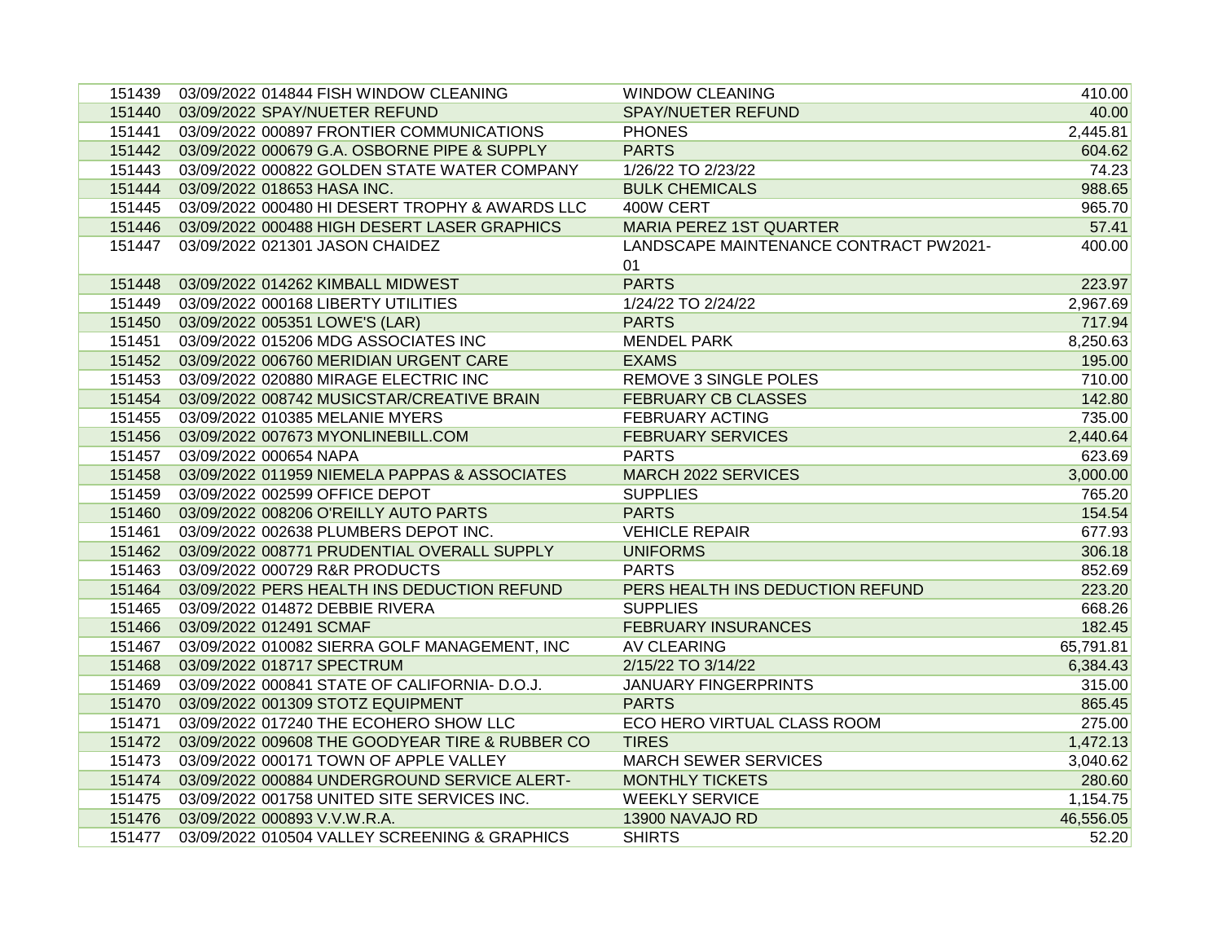| | | | | |
|---|---|---|---|---|
| 151439 | 03/09/2022 | 014844 FISH WINDOW CLEANING | WINDOW CLEANING | 410.00 |
| 151440 | 03/09/2022 | SPAY/NUETER REFUND | SPAY/NUETER REFUND | 40.00 |
| 151441 | 03/09/2022 | 000897 FRONTIER COMMUNICATIONS | PHONES | 2,445.81 |
| 151442 | 03/09/2022 | 000679 G.A. OSBORNE PIPE & SUPPLY | PARTS | 604.62 |
| 151443 | 03/09/2022 | 000822 GOLDEN STATE WATER COMPANY | 1/26/22 TO 2/23/22 | 74.23 |
| 151444 | 03/09/2022 | 018653 HASA INC. | BULK CHEMICALS | 988.65 |
| 151445 | 03/09/2022 | 000480 HI DESERT TROPHY & AWARDS LLC | 400W CERT | 965.70 |
| 151446 | 03/09/2022 | 000488 HIGH DESERT LASER GRAPHICS | MARIA PEREZ 1ST QUARTER | 57.41 |
| 151447 | 03/09/2022 | 021301 JASON CHAIDEZ | LANDSCAPE MAINTENANCE CONTRACT PW2021-01 | 400.00 |
| 151448 | 03/09/2022 | 014262 KIMBALL MIDWEST | PARTS | 223.97 |
| 151449 | 03/09/2022 | 000168 LIBERTY UTILITIES | 1/24/22 TO 2/24/22 | 2,967.69 |
| 151450 | 03/09/2022 | 005351 LOWE'S (LAR) | PARTS | 717.94 |
| 151451 | 03/09/2022 | 015206 MDG ASSOCIATES INC | MENDEL PARK | 8,250.63 |
| 151452 | 03/09/2022 | 006760 MERIDIAN URGENT CARE | EXAMS | 195.00 |
| 151453 | 03/09/2022 | 020880 MIRAGE ELECTRIC INC | REMOVE 3 SINGLE POLES | 710.00 |
| 151454 | 03/09/2022 | 008742 MUSICSTAR/CREATIVE BRAIN | FEBRUARY CB CLASSES | 142.80 |
| 151455 | 03/09/2022 | 010385 MELANIE MYERS | FEBRUARY ACTING | 735.00 |
| 151456 | 03/09/2022 | 007673 MYONLINEBILL.COM | FEBRUARY SERVICES | 2,440.64 |
| 151457 | 03/09/2022 | 000654 NAPA | PARTS | 623.69 |
| 151458 | 03/09/2022 | 011959 NIEMELA PAPPAS & ASSOCIATES | MARCH 2022 SERVICES | 3,000.00 |
| 151459 | 03/09/2022 | 002599 OFFICE DEPOT | SUPPLIES | 765.20 |
| 151460 | 03/09/2022 | 008206 O'REILLY AUTO PARTS | PARTS | 154.54 |
| 151461 | 03/09/2022 | 002638 PLUMBERS DEPOT INC. | VEHICLE REPAIR | 677.93 |
| 151462 | 03/09/2022 | 008771 PRUDENTIAL OVERALL SUPPLY | UNIFORMS | 306.18 |
| 151463 | 03/09/2022 | 000729 R&R PRODUCTS | PARTS | 852.69 |
| 151464 | 03/09/2022 | PERS HEALTH INS DEDUCTION REFUND | PERS HEALTH INS DEDUCTION REFUND | 223.20 |
| 151465 | 03/09/2022 | 014872 DEBBIE RIVERA | SUPPLIES | 668.26 |
| 151466 | 03/09/2022 | 012491 SCMAF | FEBRUARY INSURANCES | 182.45 |
| 151467 | 03/09/2022 | 010082 SIERRA GOLF MANAGEMENT, INC | AV CLEARING | 65,791.81 |
| 151468 | 03/09/2022 | 018717 SPECTRUM | 2/15/22 TO 3/14/22 | 6,384.43 |
| 151469 | 03/09/2022 | 000841 STATE OF CALIFORNIA- D.O.J. | JANUARY FINGERPRINTS | 315.00 |
| 151470 | 03/09/2022 | 001309 STOTZ EQUIPMENT | PARTS | 865.45 |
| 151471 | 03/09/2022 | 017240 THE ECOHERO SHOW LLC | ECO HERO VIRTUAL CLASS ROOM | 275.00 |
| 151472 | 03/09/2022 | 009608 THE GOODYEAR TIRE & RUBBER CO | TIRES | 1,472.13 |
| 151473 | 03/09/2022 | 000171 TOWN OF APPLE VALLEY | MARCH SEWER SERVICES | 3,040.62 |
| 151474 | 03/09/2022 | 000884 UNDERGROUND SERVICE ALERT- | MONTHLY TICKETS | 280.60 |
| 151475 | 03/09/2022 | 001758 UNITED SITE SERVICES INC. | WEEKLY SERVICE | 1,154.75 |
| 151476 | 03/09/2022 | 000893 V.V.W.R.A. | 13900 NAVAJO RD | 46,556.05 |
| 151477 | 03/09/2022 | 010504 VALLEY SCREENING & GRAPHICS | SHIRTS | 52.20 |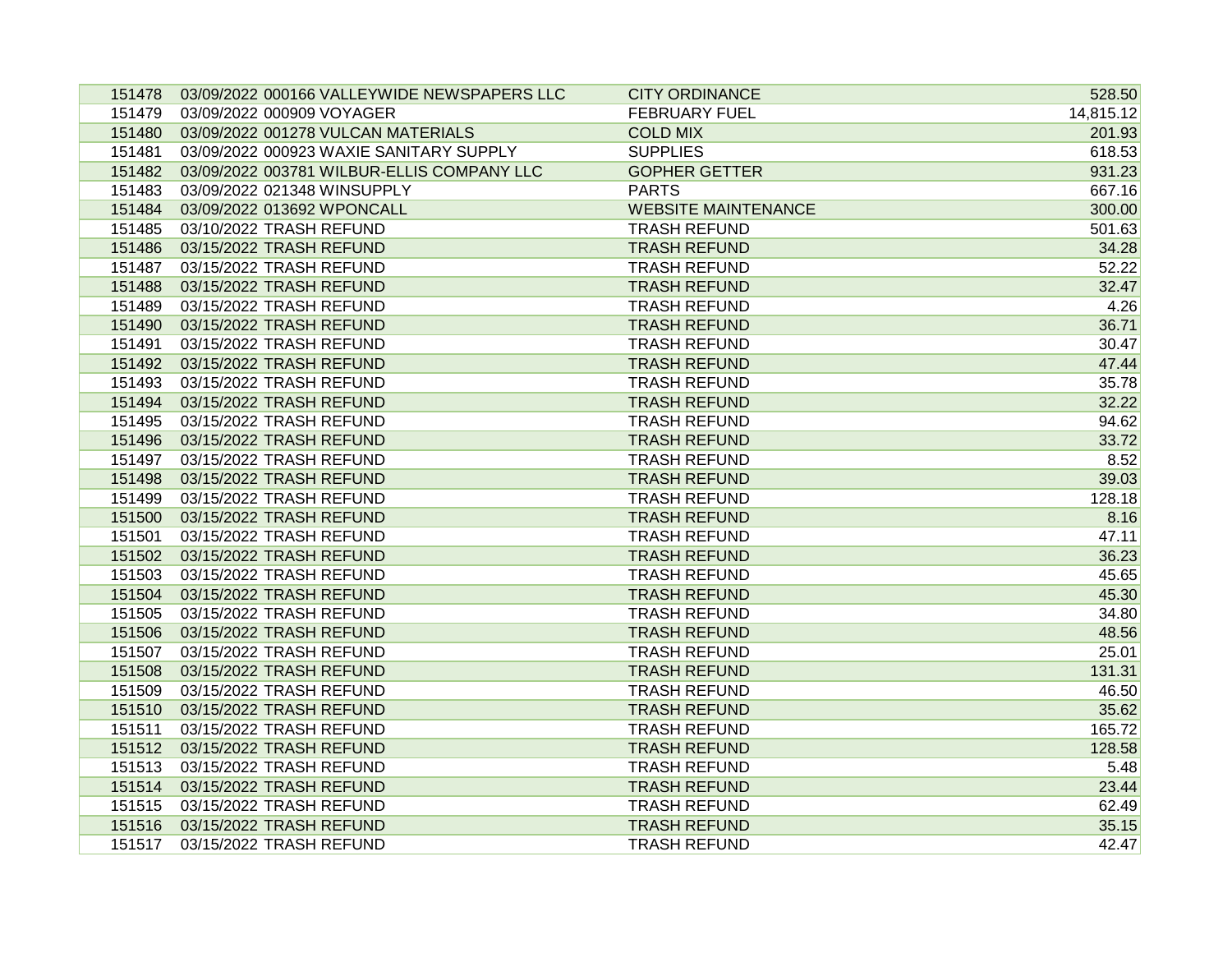| | | | | |
|---|---|---|---|---|
| 151478 | 03/09/2022 | 000166 VALLEYWIDE NEWSPAPERS LLC | CITY ORDINANCE | 528.50 |
| 151479 | 03/09/2022 | 000909 VOYAGER | FEBRUARY FUEL | 14,815.12 |
| 151480 | 03/09/2022 | 001278 VULCAN MATERIALS | COLD MIX | 201.93 |
| 151481 | 03/09/2022 | 000923 WAXIE SANITARY SUPPLY | SUPPLIES | 618.53 |
| 151482 | 03/09/2022 | 003781 WILBUR-ELLIS COMPANY LLC | GOPHER GETTER | 931.23 |
| 151483 | 03/09/2022 | 021348 WINSUPPLY | PARTS | 667.16 |
| 151484 | 03/09/2022 | 013692 WPONCALL | WEBSITE MAINTENANCE | 300.00 |
| 151485 | 03/10/2022 | TRASH REFUND | TRASH REFUND | 501.63 |
| 151486 | 03/15/2022 | TRASH REFUND | TRASH REFUND | 34.28 |
| 151487 | 03/15/2022 | TRASH REFUND | TRASH REFUND | 52.22 |
| 151488 | 03/15/2022 | TRASH REFUND | TRASH REFUND | 32.47 |
| 151489 | 03/15/2022 | TRASH REFUND | TRASH REFUND | 4.26 |
| 151490 | 03/15/2022 | TRASH REFUND | TRASH REFUND | 36.71 |
| 151491 | 03/15/2022 | TRASH REFUND | TRASH REFUND | 30.47 |
| 151492 | 03/15/2022 | TRASH REFUND | TRASH REFUND | 47.44 |
| 151493 | 03/15/2022 | TRASH REFUND | TRASH REFUND | 35.78 |
| 151494 | 03/15/2022 | TRASH REFUND | TRASH REFUND | 32.22 |
| 151495 | 03/15/2022 | TRASH REFUND | TRASH REFUND | 94.62 |
| 151496 | 03/15/2022 | TRASH REFUND | TRASH REFUND | 33.72 |
| 151497 | 03/15/2022 | TRASH REFUND | TRASH REFUND | 8.52 |
| 151498 | 03/15/2022 | TRASH REFUND | TRASH REFUND | 39.03 |
| 151499 | 03/15/2022 | TRASH REFUND | TRASH REFUND | 128.18 |
| 151500 | 03/15/2022 | TRASH REFUND | TRASH REFUND | 8.16 |
| 151501 | 03/15/2022 | TRASH REFUND | TRASH REFUND | 47.11 |
| 151502 | 03/15/2022 | TRASH REFUND | TRASH REFUND | 36.23 |
| 151503 | 03/15/2022 | TRASH REFUND | TRASH REFUND | 45.65 |
| 151504 | 03/15/2022 | TRASH REFUND | TRASH REFUND | 45.30 |
| 151505 | 03/15/2022 | TRASH REFUND | TRASH REFUND | 34.80 |
| 151506 | 03/15/2022 | TRASH REFUND | TRASH REFUND | 48.56 |
| 151507 | 03/15/2022 | TRASH REFUND | TRASH REFUND | 25.01 |
| 151508 | 03/15/2022 | TRASH REFUND | TRASH REFUND | 131.31 |
| 151509 | 03/15/2022 | TRASH REFUND | TRASH REFUND | 46.50 |
| 151510 | 03/15/2022 | TRASH REFUND | TRASH REFUND | 35.62 |
| 151511 | 03/15/2022 | TRASH REFUND | TRASH REFUND | 165.72 |
| 151512 | 03/15/2022 | TRASH REFUND | TRASH REFUND | 128.58 |
| 151513 | 03/15/2022 | TRASH REFUND | TRASH REFUND | 5.48 |
| 151514 | 03/15/2022 | TRASH REFUND | TRASH REFUND | 23.44 |
| 151515 | 03/15/2022 | TRASH REFUND | TRASH REFUND | 62.49 |
| 151516 | 03/15/2022 | TRASH REFUND | TRASH REFUND | 35.15 |
| 151517 | 03/15/2022 | TRASH REFUND | TRASH REFUND | 42.47 |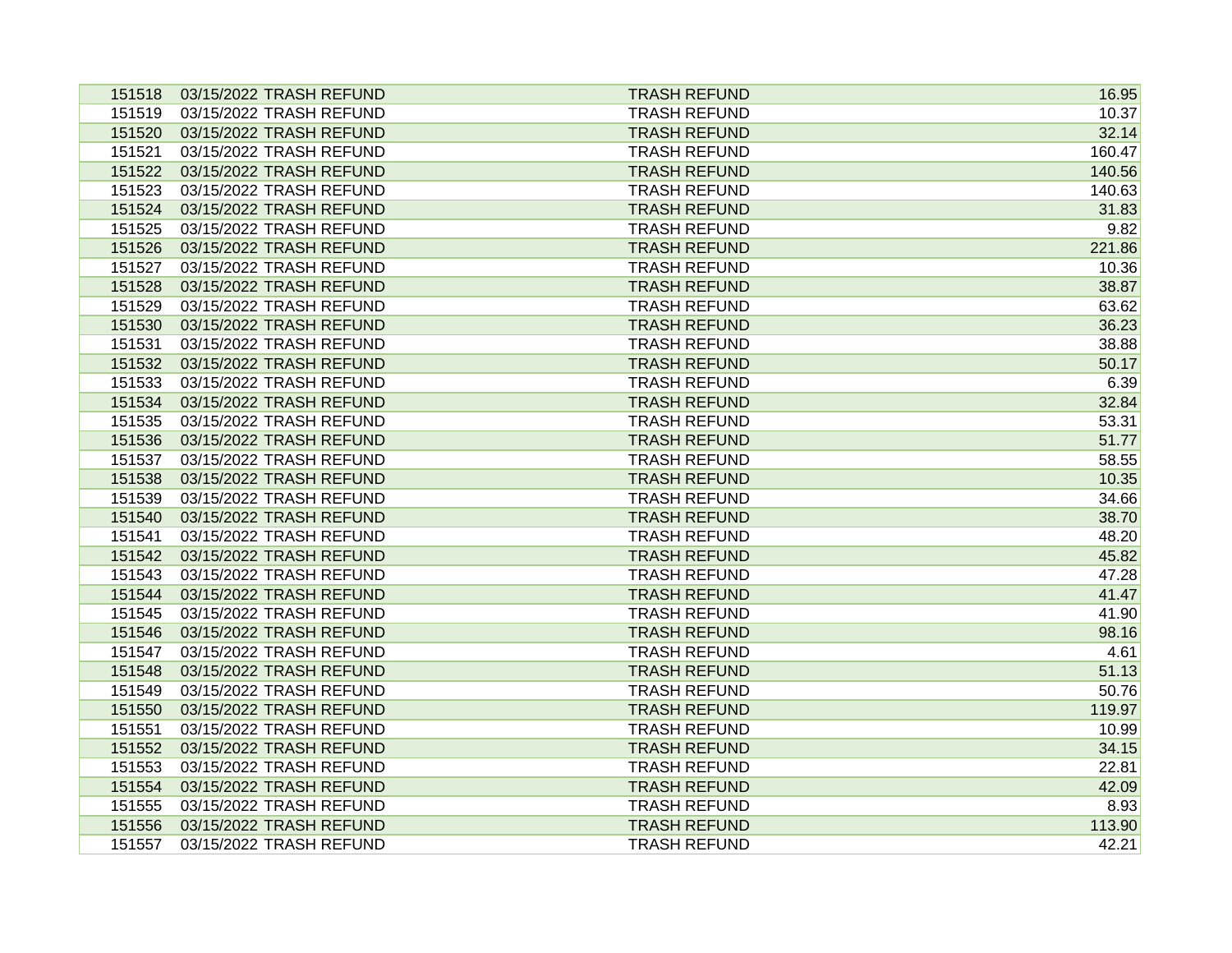| | | | | |
|---|---|---|---|---|
| 151518 | 03/15/2022 | TRASH REFUND | TRASH REFUND | 16.95 |
| 151519 | 03/15/2022 | TRASH REFUND | TRASH REFUND | 10.37 |
| 151520 | 03/15/2022 | TRASH REFUND | TRASH REFUND | 32.14 |
| 151521 | 03/15/2022 | TRASH REFUND | TRASH REFUND | 160.47 |
| 151522 | 03/15/2022 | TRASH REFUND | TRASH REFUND | 140.56 |
| 151523 | 03/15/2022 | TRASH REFUND | TRASH REFUND | 140.63 |
| 151524 | 03/15/2022 | TRASH REFUND | TRASH REFUND | 31.83 |
| 151525 | 03/15/2022 | TRASH REFUND | TRASH REFUND | 9.82 |
| 151526 | 03/15/2022 | TRASH REFUND | TRASH REFUND | 221.86 |
| 151527 | 03/15/2022 | TRASH REFUND | TRASH REFUND | 10.36 |
| 151528 | 03/15/2022 | TRASH REFUND | TRASH REFUND | 38.87 |
| 151529 | 03/15/2022 | TRASH REFUND | TRASH REFUND | 63.62 |
| 151530 | 03/15/2022 | TRASH REFUND | TRASH REFUND | 36.23 |
| 151531 | 03/15/2022 | TRASH REFUND | TRASH REFUND | 38.88 |
| 151532 | 03/15/2022 | TRASH REFUND | TRASH REFUND | 50.17 |
| 151533 | 03/15/2022 | TRASH REFUND | TRASH REFUND | 6.39 |
| 151534 | 03/15/2022 | TRASH REFUND | TRASH REFUND | 32.84 |
| 151535 | 03/15/2022 | TRASH REFUND | TRASH REFUND | 53.31 |
| 151536 | 03/15/2022 | TRASH REFUND | TRASH REFUND | 51.77 |
| 151537 | 03/15/2022 | TRASH REFUND | TRASH REFUND | 58.55 |
| 151538 | 03/15/2022 | TRASH REFUND | TRASH REFUND | 10.35 |
| 151539 | 03/15/2022 | TRASH REFUND | TRASH REFUND | 34.66 |
| 151540 | 03/15/2022 | TRASH REFUND | TRASH REFUND | 38.70 |
| 151541 | 03/15/2022 | TRASH REFUND | TRASH REFUND | 48.20 |
| 151542 | 03/15/2022 | TRASH REFUND | TRASH REFUND | 45.82 |
| 151543 | 03/15/2022 | TRASH REFUND | TRASH REFUND | 47.28 |
| 151544 | 03/15/2022 | TRASH REFUND | TRASH REFUND | 41.47 |
| 151545 | 03/15/2022 | TRASH REFUND | TRASH REFUND | 41.90 |
| 151546 | 03/15/2022 | TRASH REFUND | TRASH REFUND | 98.16 |
| 151547 | 03/15/2022 | TRASH REFUND | TRASH REFUND | 4.61 |
| 151548 | 03/15/2022 | TRASH REFUND | TRASH REFUND | 51.13 |
| 151549 | 03/15/2022 | TRASH REFUND | TRASH REFUND | 50.76 |
| 151550 | 03/15/2022 | TRASH REFUND | TRASH REFUND | 119.97 |
| 151551 | 03/15/2022 | TRASH REFUND | TRASH REFUND | 10.99 |
| 151552 | 03/15/2022 | TRASH REFUND | TRASH REFUND | 34.15 |
| 151553 | 03/15/2022 | TRASH REFUND | TRASH REFUND | 22.81 |
| 151554 | 03/15/2022 | TRASH REFUND | TRASH REFUND | 42.09 |
| 151555 | 03/15/2022 | TRASH REFUND | TRASH REFUND | 8.93 |
| 151556 | 03/15/2022 | TRASH REFUND | TRASH REFUND | 113.90 |
| 151557 | 03/15/2022 | TRASH REFUND | TRASH REFUND | 42.21 |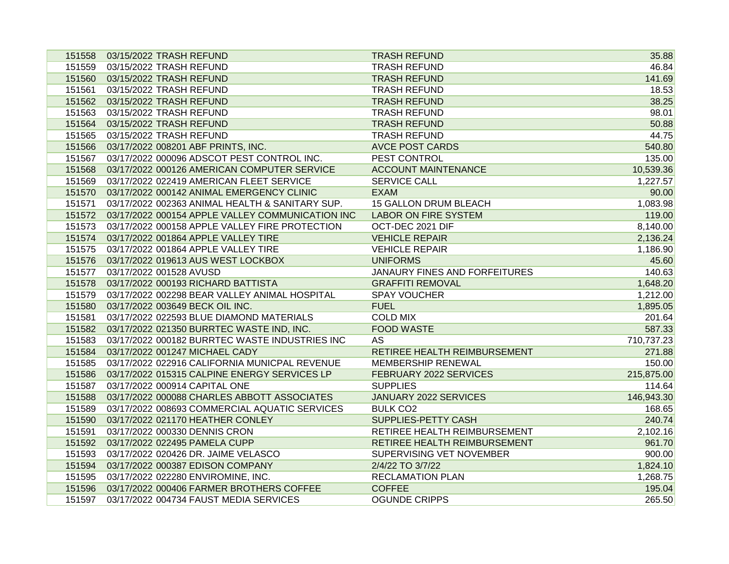| | | | |
|---|---|---|---|
| 151558 | 03/15/2022 TRASH REFUND | TRASH REFUND | 35.88 |
| 151559 | 03/15/2022 TRASH REFUND | TRASH REFUND | 46.84 |
| 151560 | 03/15/2022 TRASH REFUND | TRASH REFUND | 141.69 |
| 151561 | 03/15/2022 TRASH REFUND | TRASH REFUND | 18.53 |
| 151562 | 03/15/2022 TRASH REFUND | TRASH REFUND | 38.25 |
| 151563 | 03/15/2022 TRASH REFUND | TRASH REFUND | 98.01 |
| 151564 | 03/15/2022 TRASH REFUND | TRASH REFUND | 50.88 |
| 151565 | 03/15/2022 TRASH REFUND | TRASH REFUND | 44.75 |
| 151566 | 03/17/2022 008201 ABF PRINTS, INC. | AVCE POST CARDS | 540.80 |
| 151567 | 03/17/2022 000096 ADSCOT PEST CONTROL INC. | PEST CONTROL | 135.00 |
| 151568 | 03/17/2022 000126 AMERICAN COMPUTER SERVICE | ACCOUNT MAINTENANCE | 10,539.36 |
| 151569 | 03/17/2022 022419 AMERICAN FLEET SERVICE | SERVICE CALL | 1,227.57 |
| 151570 | 03/17/2022 000142 ANIMAL EMERGENCY CLINIC | EXAM | 90.00 |
| 151571 | 03/17/2022 002363 ANIMAL HEALTH & SANITARY SUP. | 15 GALLON DRUM BLEACH | 1,083.98 |
| 151572 | 03/17/2022 000154 APPLE VALLEY COMMUNICATION INC | LABOR ON FIRE SYSTEM | 119.00 |
| 151573 | 03/17/2022 000158 APPLE VALLEY FIRE PROTECTION | OCT-DEC 2021 DIF | 8,140.00 |
| 151574 | 03/17/2022 001864 APPLE VALLEY TIRE | VEHICLE REPAIR | 2,136.24 |
| 151575 | 03/17/2022 001864 APPLE VALLEY TIRE | VEHICLE REPAIR | 1,186.90 |
| 151576 | 03/17/2022 019613 AUS WEST LOCKBOX | UNIFORMS | 45.60 |
| 151577 | 03/17/2022 001528 AVUSD | JANAURY FINES AND FORFEITURES | 140.63 |
| 151578 | 03/17/2022 000193 RICHARD BATTISTA | GRAFFITI REMOVAL | 1,648.20 |
| 151579 | 03/17/2022 002298 BEAR VALLEY ANIMAL HOSPITAL | SPAY VOUCHER | 1,212.00 |
| 151580 | 03/17/2022 003649 BECK OIL INC. | FUEL | 1,895.05 |
| 151581 | 03/17/2022 022593 BLUE DIAMOND MATERIALS | COLD MIX | 201.64 |
| 151582 | 03/17/2022 021350 BURRTEC WASTE IND, INC. | FOOD WASTE | 587.33 |
| 151583 | 03/17/2022 000182 BURRTEC WASTE INDUSTRIES INC | AS | 710,737.23 |
| 151584 | 03/17/2022 001247 MICHAEL CADY | RETIREE HEALTH REIMBURSEMENT | 271.88 |
| 151585 | 03/17/2022 022916 CALIFORNIA MUNICPAL REVENUE | MEMBERSHIP RENEWAL | 150.00 |
| 151586 | 03/17/2022 015315 CALPINE ENERGY SERVICES LP | FEBRUARY 2022 SERVICES | 215,875.00 |
| 151587 | 03/17/2022 000914 CAPITAL ONE | SUPPLIES | 114.64 |
| 151588 | 03/17/2022 000088 CHARLES ABBOTT ASSOCIATES | JANUARY 2022 SERVICES | 146,943.30 |
| 151589 | 03/17/2022 008693 COMMERCIAL AQUATIC SERVICES | BULK CO2 | 168.65 |
| 151590 | 03/17/2022 021170 HEATHER CONLEY | SUPPLIES-PETTY CASH | 240.74 |
| 151591 | 03/17/2022 000330 DENNIS CRON | RETIREE HEALTH REIMBURSEMENT | 2,102.16 |
| 151592 | 03/17/2022 022495 PAMELA CUPP | RETIREE HEALTH REIMBURSEMENT | 961.70 |
| 151593 | 03/17/2022 020426 DR. JAIME VELASCO | SUPERVISING VET NOVEMBER | 900.00 |
| 151594 | 03/17/2022 000387 EDISON COMPANY | 2/4/22 TO 3/7/22 | 1,824.10 |
| 151595 | 03/17/2022 022280 ENVIROMINE, INC. | RECLAMATION PLAN | 1,268.75 |
| 151596 | 03/17/2022 000406 FARMER BROTHERS COFFEE | COFFEE | 195.04 |
| 151597 | 03/17/2022 004734 FAUST MEDIA SERVICES | OGUNDE CRIPPS | 265.50 |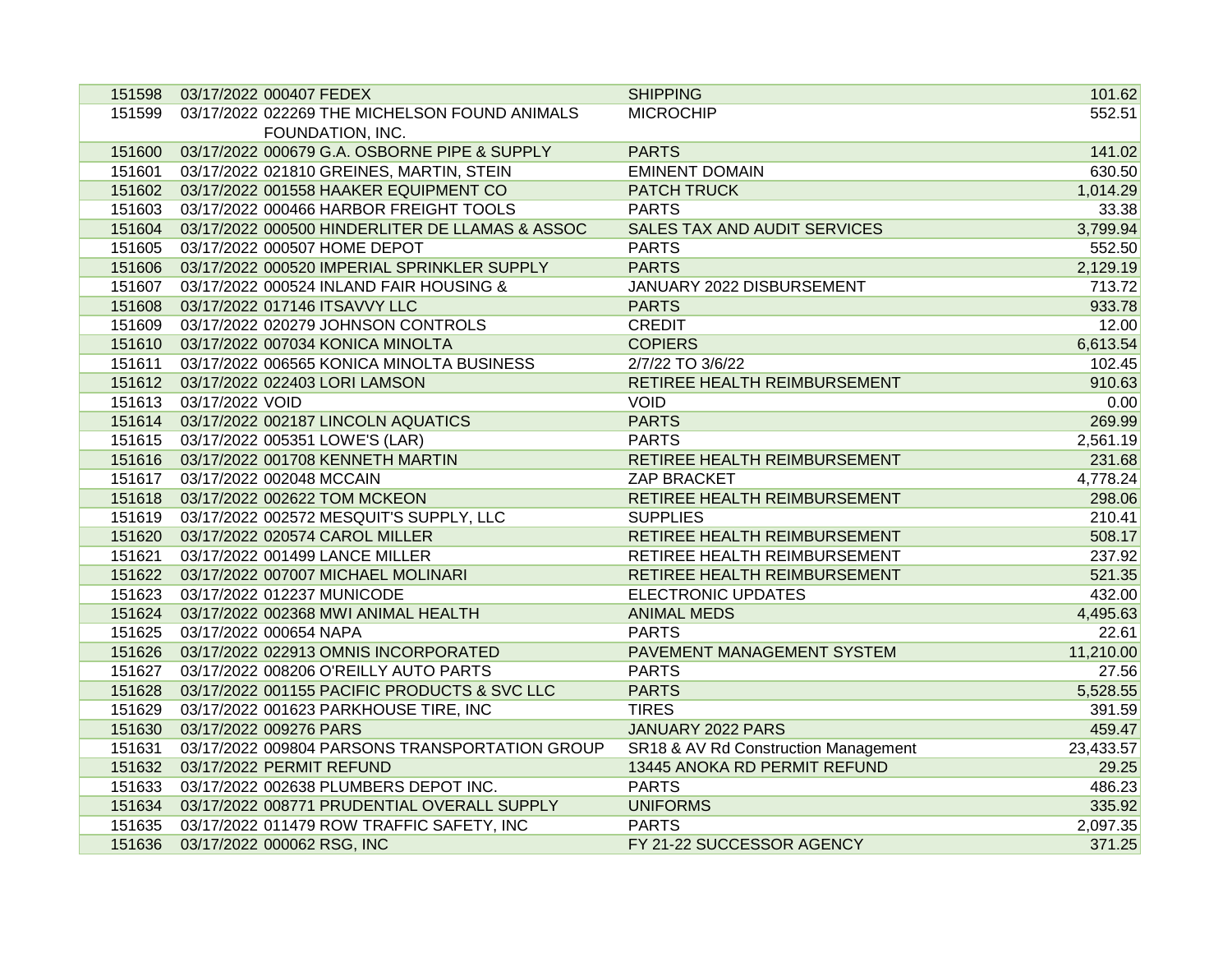| | | | | |
|---|---|---|---|---|
| 151598 | 03/17/2022 | 000407 FEDEX | SHIPPING | 101.62 |
| 151599 | 03/17/2022 | 022269 THE MICHELSON FOUND ANIMALS FOUNDATION, INC. | MICROCHIP | 552.51 |
| 151600 | 03/17/2022 | 000679 G.A. OSBORNE PIPE & SUPPLY | PARTS | 141.02 |
| 151601 | 03/17/2022 | 021810 GREINES, MARTIN, STEIN | EMINENT DOMAIN | 630.50 |
| 151602 | 03/17/2022 | 001558 HAAKER EQUIPMENT CO | PATCH TRUCK | 1,014.29 |
| 151603 | 03/17/2022 | 000466 HARBOR FREIGHT TOOLS | PARTS | 33.38 |
| 151604 | 03/17/2022 | 000500 HINDERLITER DE LLAMAS & ASSOC | SALES TAX AND AUDIT SERVICES | 3,799.94 |
| 151605 | 03/17/2022 | 000507 HOME DEPOT | PARTS | 552.50 |
| 151606 | 03/17/2022 | 000520 IMPERIAL SPRINKLER SUPPLY | PARTS | 2,129.19 |
| 151607 | 03/17/2022 | 000524 INLAND FAIR HOUSING & | JANUARY 2022 DISBURSEMENT | 713.72 |
| 151608 | 03/17/2022 | 017146 ITSAVVY LLC | PARTS | 933.78 |
| 151609 | 03/17/2022 | 020279 JOHNSON CONTROLS | CREDIT | 12.00 |
| 151610 | 03/17/2022 | 007034 KONICA MINOLTA | COPIERS | 6,613.54 |
| 151611 | 03/17/2022 | 006565 KONICA MINOLTA BUSINESS | 2/7/22 TO 3/6/22 | 102.45 |
| 151612 | 03/17/2022 | 022403 LORI LAMSON | RETIREE HEALTH REIMBURSEMENT | 910.63 |
| 151613 | 03/17/2022 | VOID | VOID | 0.00 |
| 151614 | 03/17/2022 | 002187 LINCOLN AQUATICS | PARTS | 269.99 |
| 151615 | 03/17/2022 | 005351 LOWE'S (LAR) | PARTS | 2,561.19 |
| 151616 | 03/17/2022 | 001708 KENNETH MARTIN | RETIREE HEALTH REIMBURSEMENT | 231.68 |
| 151617 | 03/17/2022 | 002048 MCCAIN | ZAP BRACKET | 4,778.24 |
| 151618 | 03/17/2022 | 002622 TOM MCKEON | RETIREE HEALTH REIMBURSEMENT | 298.06 |
| 151619 | 03/17/2022 | 002572 MESQUIT'S SUPPLY, LLC | SUPPLIES | 210.41 |
| 151620 | 03/17/2022 | 020574 CAROL MILLER | RETIREE HEALTH REIMBURSEMENT | 508.17 |
| 151621 | 03/17/2022 | 001499 LANCE MILLER | RETIREE HEALTH REIMBURSEMENT | 237.92 |
| 151622 | 03/17/2022 | 007007 MICHAEL MOLINARI | RETIREE HEALTH REIMBURSEMENT | 521.35 |
| 151623 | 03/17/2022 | 012237 MUNICODE | ELECTRONIC UPDATES | 432.00 |
| 151624 | 03/17/2022 | 002368 MWI ANIMAL HEALTH | ANIMAL MEDS | 4,495.63 |
| 151625 | 03/17/2022 | 000654 NAPA | PARTS | 22.61 |
| 151626 | 03/17/2022 | 022913 OMNIS INCORPORATED | PAVEMENT MANAGEMENT SYSTEM | 11,210.00 |
| 151627 | 03/17/2022 | 008206 O'REILLY AUTO PARTS | PARTS | 27.56 |
| 151628 | 03/17/2022 | 001155 PACIFIC PRODUCTS & SVC LLC | PARTS | 5,528.55 |
| 151629 | 03/17/2022 | 001623 PARKHOUSE TIRE, INC | TIRES | 391.59 |
| 151630 | 03/17/2022 | 009276 PARS | JANUARY 2022 PARS | 459.47 |
| 151631 | 03/17/2022 | 009804 PARSONS TRANSPORTATION GROUP | SR18 & AV Rd Construction Management | 23,433.57 |
| 151632 | 03/17/2022 | PERMIT REFUND | 13445 ANOKA RD PERMIT REFUND | 29.25 |
| 151633 | 03/17/2022 | 002638 PLUMBERS DEPOT INC. | PARTS | 486.23 |
| 151634 | 03/17/2022 | 008771 PRUDENTIAL OVERALL SUPPLY | UNIFORMS | 335.92 |
| 151635 | 03/17/2022 | 011479 ROW TRAFFIC SAFETY, INC | PARTS | 2,097.35 |
| 151636 | 03/17/2022 | 000062 RSG, INC | FY 21-22 SUCCESSOR AGENCY | 371.25 |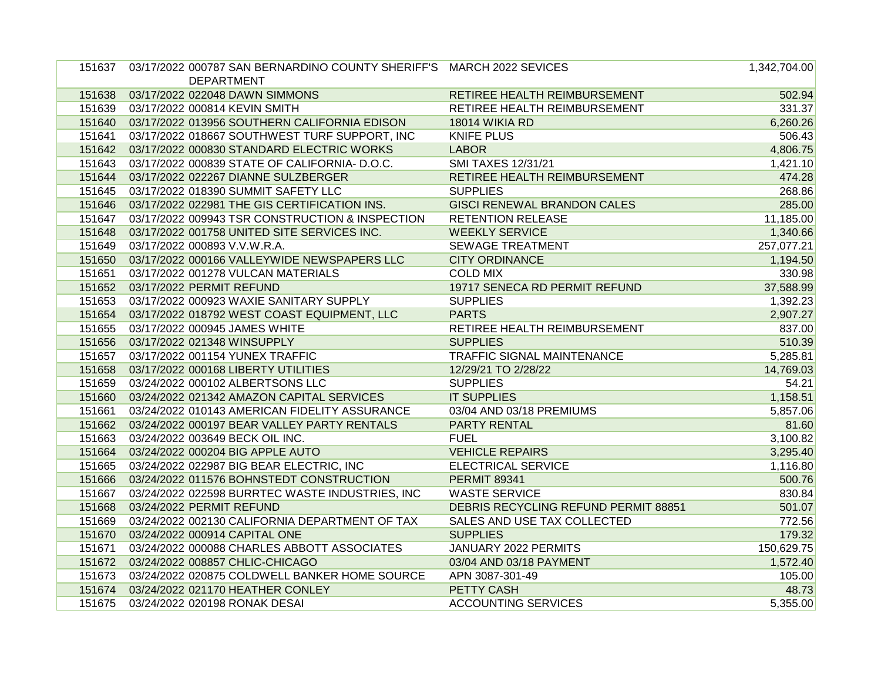| | | | | |
|---|---|---|---|---|
| 151637 | 03/17/2022 | 000787 SAN BERNARDINO COUNTY SHERIFF'S DEPARTMENT | MARCH 2022 SEVICES | 1,342,704.00 |
| 151638 | 03/17/2022 | 022048 DAWN SIMMONS | RETIREE HEALTH REIMBURSEMENT | 502.94 |
| 151639 | 03/17/2022 | 000814 KEVIN SMITH | RETIREE HEALTH REIMBURSEMENT | 331.37 |
| 151640 | 03/17/2022 | 013956 SOUTHERN CALIFORNIA EDISON | 18014 WIKIA RD | 6,260.26 |
| 151641 | 03/17/2022 | 018667 SOUTHWEST TURF SUPPORT, INC | KNIFE PLUS | 506.43 |
| 151642 | 03/17/2022 | 000830 STANDARD ELECTRIC WORKS | LABOR | 4,806.75 |
| 151643 | 03/17/2022 | 000839 STATE OF CALIFORNIA- D.O.C. | SMI TAXES 12/31/21 | 1,421.10 |
| 151644 | 03/17/2022 | 022267 DIANNE SULZBERGER | RETIREE HEALTH REIMBURSEMENT | 474.28 |
| 151645 | 03/17/2022 | 018390 SUMMIT SAFETY LLC | SUPPLIES | 268.86 |
| 151646 | 03/17/2022 | 022981 THE GIS CERTIFICATION INS. | GISCI RENEWAL BRANDON CALES | 285.00 |
| 151647 | 03/17/2022 | 009943 TSR CONSTRUCTION & INSPECTION | RETENTION RELEASE | 11,185.00 |
| 151648 | 03/17/2022 | 001758 UNITED SITE SERVICES INC. | WEEKLY SERVICE | 1,340.66 |
| 151649 | 03/17/2022 | 000893 V.V.W.R.A. | SEWAGE TREATMENT | 257,077.21 |
| 151650 | 03/17/2022 | 000166 VALLEYWIDE NEWSPAPERS LLC | CITY ORDINANCE | 1,194.50 |
| 151651 | 03/17/2022 | 001278 VULCAN MATERIALS | COLD MIX | 330.98 |
| 151652 | 03/17/2022 | PERMIT REFUND | 19717 SENECA RD PERMIT REFUND | 37,588.99 |
| 151653 | 03/17/2022 | 000923 WAXIE SANITARY SUPPLY | SUPPLIES | 1,392.23 |
| 151654 | 03/17/2022 | 018792 WEST COAST EQUIPMENT, LLC | PARTS | 2,907.27 |
| 151655 | 03/17/2022 | 000945 JAMES WHITE | RETIREE HEALTH REIMBURSEMENT | 837.00 |
| 151656 | 03/17/2022 | 021348 WINSUPPLY | SUPPLIES | 510.39 |
| 151657 | 03/17/2022 | 001154 YUNEX TRAFFIC | TRAFFIC SIGNAL MAINTENANCE | 5,285.81 |
| 151658 | 03/17/2022 | 000168 LIBERTY UTILITIES | 12/29/21 TO 2/28/22 | 14,769.03 |
| 151659 | 03/24/2022 | 000102 ALBERTSONS LLC | SUPPLIES | 54.21 |
| 151660 | 03/24/2022 | 021342 AMAZON CAPITAL SERVICES | IT SUPPLIES | 1,158.51 |
| 151661 | 03/24/2022 | 010143 AMERICAN FIDELITY ASSURANCE | 03/04 AND 03/18 PREMIUMS | 5,857.06 |
| 151662 | 03/24/2022 | 000197 BEAR VALLEY PARTY RENTALS | PARTY RENTAL | 81.60 |
| 151663 | 03/24/2022 | 003649 BECK OIL INC. | FUEL | 3,100.82 |
| 151664 | 03/24/2022 | 000204 BIG APPLE AUTO | VEHICLE REPAIRS | 3,295.40 |
| 151665 | 03/24/2022 | 022987 BIG BEAR ELECTRIC, INC | ELECTRICAL SERVICE | 1,116.80 |
| 151666 | 03/24/2022 | 011576 BOHNSTEDT CONSTRUCTION | PERMIT 89341 | 500.76 |
| 151667 | 03/24/2022 | 022598 BURRTEC WASTE INDUSTRIES, INC | WASTE SERVICE | 830.84 |
| 151668 | 03/24/2022 | PERMIT REFUND | DEBRIS RECYCLING REFUND PERMIT 88851 | 501.07 |
| 151669 | 03/24/2022 | 002130 CALIFORNIA DEPARTMENT OF TAX | SALES AND USE TAX COLLECTED | 772.56 |
| 151670 | 03/24/2022 | 000914 CAPITAL ONE | SUPPLIES | 179.32 |
| 151671 | 03/24/2022 | 000088 CHARLES ABBOTT ASSOCIATES | JANUARY 2022 PERMITS | 150,629.75 |
| 151672 | 03/24/2022 | 008857 CHLIC-CHICAGO | 03/04 AND 03/18 PAYMENT | 1,572.40 |
| 151673 | 03/24/2022 | 020875 COLDWELL BANKER HOME SOURCE | APN 3087-301-49 | 105.00 |
| 151674 | 03/24/2022 | 021170 HEATHER CONLEY | PETTY CASH | 48.73 |
| 151675 | 03/24/2022 | 020198 RONAK DESAI | ACCOUNTING SERVICES | 5,355.00 |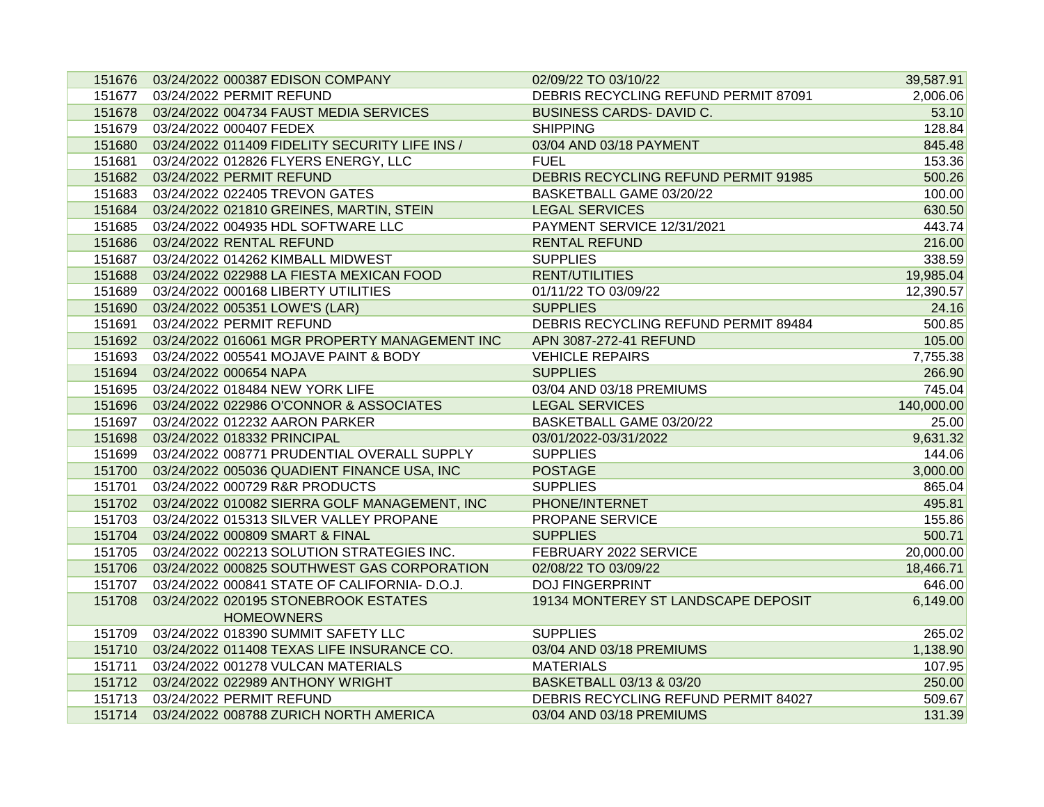| | | | |
|---|---|---|---|
| 151676 | 03/24/2022 000387 EDISON COMPANY | 02/09/22 TO 03/10/22 | 39,587.91 |
| 151677 | 03/24/2022 PERMIT REFUND | DEBRIS RECYCLING REFUND PERMIT 87091 | 2,006.06 |
| 151678 | 03/24/2022 004734 FAUST MEDIA SERVICES | BUSINESS CARDS- DAVID C. | 53.10 |
| 151679 | 03/24/2022 000407 FEDEX | SHIPPING | 128.84 |
| 151680 | 03/24/2022 011409 FIDELITY SECURITY LIFE INS / | 03/04 AND 03/18 PAYMENT | 845.48 |
| 151681 | 03/24/2022 012826 FLYERS ENERGY, LLC | FUEL | 153.36 |
| 151682 | 03/24/2022 PERMIT REFUND | DEBRIS RECYCLING REFUND PERMIT 91985 | 500.26 |
| 151683 | 03/24/2022 022405 TREVON GATES | BASKETBALL GAME 03/20/22 | 100.00 |
| 151684 | 03/24/2022 021810 GREINES, MARTIN, STEIN | LEGAL SERVICES | 630.50 |
| 151685 | 03/24/2022 004935 HDL SOFTWARE LLC | PAYMENT SERVICE 12/31/2021 | 443.74 |
| 151686 | 03/24/2022 RENTAL REFUND | RENTAL REFUND | 216.00 |
| 151687 | 03/24/2022 014262 KIMBALL MIDWEST | SUPPLIES | 338.59 |
| 151688 | 03/24/2022 022988 LA FIESTA MEXICAN FOOD | RENT/UTILITIES | 19,985.04 |
| 151689 | 03/24/2022 000168 LIBERTY UTILITIES | 01/11/22 TO 03/09/22 | 12,390.57 |
| 151690 | 03/24/2022 005351 LOWE'S (LAR) | SUPPLIES | 24.16 |
| 151691 | 03/24/2022 PERMIT REFUND | DEBRIS RECYCLING REFUND PERMIT 89484 | 500.85 |
| 151692 | 03/24/2022 016061 MGR PROPERTY MANAGEMENT INC | APN 3087-272-41 REFUND | 105.00 |
| 151693 | 03/24/2022 005541 MOJAVE PAINT & BODY | VEHICLE REPAIRS | 7,755.38 |
| 151694 | 03/24/2022 000654 NAPA | SUPPLIES | 266.90 |
| 151695 | 03/24/2022 018484 NEW YORK LIFE | 03/04 AND 03/18 PREMIUMS | 745.04 |
| 151696 | 03/24/2022 022986 O'CONNOR & ASSOCIATES | LEGAL SERVICES | 140,000.00 |
| 151697 | 03/24/2022 012232 AARON PARKER | BASKETBALL GAME 03/20/22 | 25.00 |
| 151698 | 03/24/2022 018332 PRINCIPAL | 03/01/2022-03/31/2022 | 9,631.32 |
| 151699 | 03/24/2022 008771 PRUDENTIAL OVERALL SUPPLY | SUPPLIES | 144.06 |
| 151700 | 03/24/2022 005036 QUADIENT FINANCE USA, INC | POSTAGE | 3,000.00 |
| 151701 | 03/24/2022 000729 R&R PRODUCTS | SUPPLIES | 865.04 |
| 151702 | 03/24/2022 010082 SIERRA GOLF MANAGEMENT, INC | PHONE/INTERNET | 495.81 |
| 151703 | 03/24/2022 015313 SILVER VALLEY PROPANE | PROPANE SERVICE | 155.86 |
| 151704 | 03/24/2022 000809 SMART & FINAL | SUPPLIES | 500.71 |
| 151705 | 03/24/2022 002213 SOLUTION STRATEGIES INC. | FEBRUARY 2022 SERVICE | 20,000.00 |
| 151706 | 03/24/2022 000825 SOUTHWEST GAS CORPORATION | 02/08/22 TO 03/09/22 | 18,466.71 |
| 151707 | 03/24/2022 000841 STATE OF CALIFORNIA- D.O.J. | DOJ FINGERPRINT | 646.00 |
| 151708 | 03/24/2022 020195 STONEBROOK ESTATES HOMEOWNERS | 19134 MONTEREY ST LANDSCAPE DEPOSIT | 6,149.00 |
| 151709 | 03/24/2022 018390 SUMMIT SAFETY LLC | SUPPLIES | 265.02 |
| 151710 | 03/24/2022 011408 TEXAS LIFE INSURANCE CO. | 03/04 AND 03/18 PREMIUMS | 1,138.90 |
| 151711 | 03/24/2022 001278 VULCAN MATERIALS | MATERIALS | 107.95 |
| 151712 | 03/24/2022 022989 ANTHONY WRIGHT | BASKETBALL 03/13 & 03/20 | 250.00 |
| 151713 | 03/24/2022 PERMIT REFUND | DEBRIS RECYCLING REFUND PERMIT 84027 | 509.67 |
| 151714 | 03/24/2022 008788 ZURICH NORTH AMERICA | 03/04 AND 03/18 PREMIUMS | 131.39 |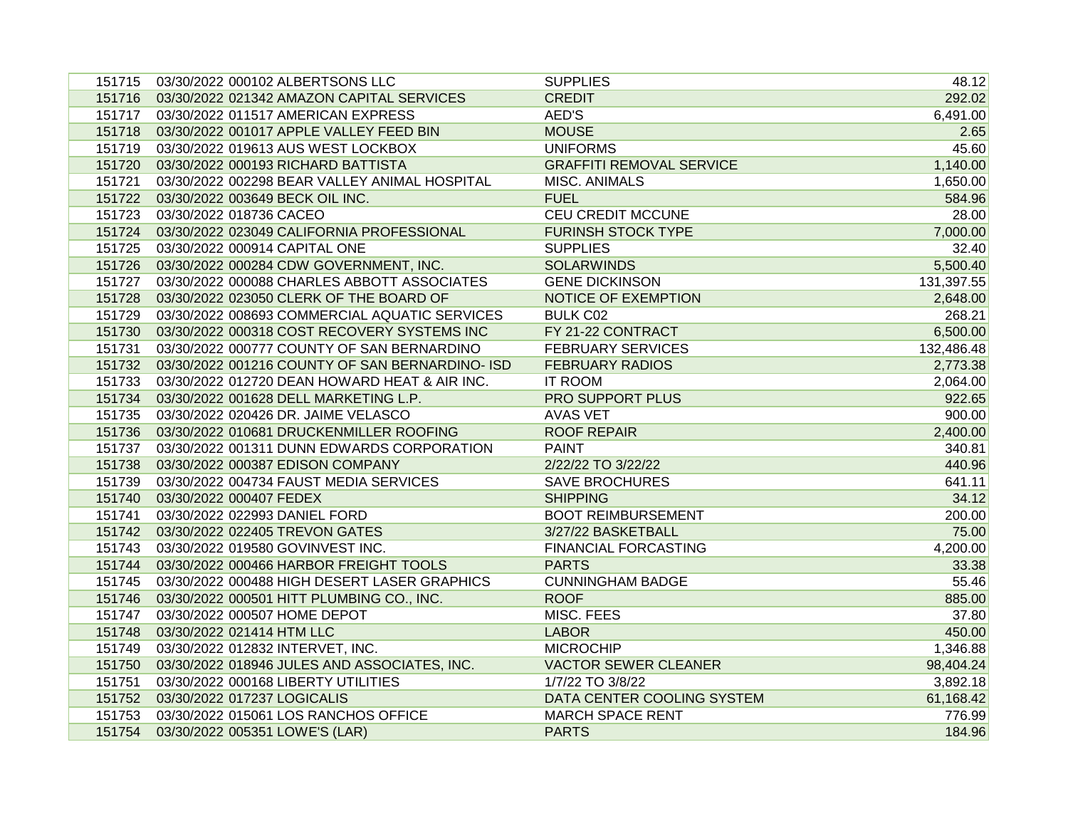| | | | | |
|---|---|---|---|---|
| 151715 | 03/30/2022 | 000102 ALBERTSONS LLC | SUPPLIES | 48.12 |
| 151716 | 03/30/2022 | 021342 AMAZON CAPITAL SERVICES | CREDIT | 292.02 |
| 151717 | 03/30/2022 | 011517 AMERICAN EXPRESS | AED'S | 6,491.00 |
| 151718 | 03/30/2022 | 001017 APPLE VALLEY FEED BIN | MOUSE | 2.65 |
| 151719 | 03/30/2022 | 019613 AUS WEST LOCKBOX | UNIFORMS | 45.60 |
| 151720 | 03/30/2022 | 000193 RICHARD BATTISTA | GRAFFITI REMOVAL SERVICE | 1,140.00 |
| 151721 | 03/30/2022 | 002298 BEAR VALLEY ANIMAL HOSPITAL | MISC. ANIMALS | 1,650.00 |
| 151722 | 03/30/2022 | 003649 BECK OIL INC. | FUEL | 584.96 |
| 151723 | 03/30/2022 | 018736 CACEO | CEU CREDIT MCCUNE | 28.00 |
| 151724 | 03/30/2022 | 023049 CALIFORNIA PROFESSIONAL | FURINSH STOCK TYPE | 7,000.00 |
| 151725 | 03/30/2022 | 000914 CAPITAL ONE | SUPPLIES | 32.40 |
| 151726 | 03/30/2022 | 000284 CDW GOVERNMENT, INC. | SOLARWINDS | 5,500.40 |
| 151727 | 03/30/2022 | 000088 CHARLES ABBOTT ASSOCIATES | GENE DICKINSON | 131,397.55 |
| 151728 | 03/30/2022 | 023050 CLERK OF THE BOARD OF | NOTICE OF EXEMPTION | 2,648.00 |
| 151729 | 03/30/2022 | 008693 COMMERCIAL AQUATIC SERVICES | BULK C02 | 268.21 |
| 151730 | 03/30/2022 | 000318 COST RECOVERY SYSTEMS INC | FY 21-22 CONTRACT | 6,500.00 |
| 151731 | 03/30/2022 | 000777 COUNTY OF SAN BERNARDINO | FEBRUARY SERVICES | 132,486.48 |
| 151732 | 03/30/2022 | 001216 COUNTY OF SAN BERNARDINO- ISD | FEBRUARY RADIOS | 2,773.38 |
| 151733 | 03/30/2022 | 012720 DEAN HOWARD HEAT & AIR INC. | IT ROOM | 2,064.00 |
| 151734 | 03/30/2022 | 001628 DELL MARKETING L.P. | PRO SUPPORT PLUS | 922.65 |
| 151735 | 03/30/2022 | 020426 DR. JAIME VELASCO | AVAS VET | 900.00 |
| 151736 | 03/30/2022 | 010681 DRUCKENMILLER ROOFING | ROOF REPAIR | 2,400.00 |
| 151737 | 03/30/2022 | 001311 DUNN EDWARDS CORPORATION | PAINT | 340.81 |
| 151738 | 03/30/2022 | 000387 EDISON COMPANY | 2/22/22 TO 3/22/22 | 440.96 |
| 151739 | 03/30/2022 | 004734 FAUST MEDIA SERVICES | SAVE BROCHURES | 641.11 |
| 151740 | 03/30/2022 | 000407 FEDEX | SHIPPING | 34.12 |
| 151741 | 03/30/2022 | 022993 DANIEL FORD | BOOT REIMBURSEMENT | 200.00 |
| 151742 | 03/30/2022 | 022405 TREVON GATES | 3/27/22 BASKETBALL | 75.00 |
| 151743 | 03/30/2022 | 019580 GOVINVEST INC. | FINANCIAL FORCASTING | 4,200.00 |
| 151744 | 03/30/2022 | 000466 HARBOR FREIGHT TOOLS | PARTS | 33.38 |
| 151745 | 03/30/2022 | 000488 HIGH DESERT LASER GRAPHICS | CUNNINGHAM BADGE | 55.46 |
| 151746 | 03/30/2022 | 000501 HITT PLUMBING CO., INC. | ROOF | 885.00 |
| 151747 | 03/30/2022 | 000507 HOME DEPOT | MISC. FEES | 37.80 |
| 151748 | 03/30/2022 | 021414 HTM LLC | LABOR | 450.00 |
| 151749 | 03/30/2022 | 012832 INTERVET, INC. | MICROCHIP | 1,346.88 |
| 151750 | 03/30/2022 | 018946 JULES AND ASSOCIATES, INC. | VACTOR SEWER CLEANER | 98,404.24 |
| 151751 | 03/30/2022 | 000168 LIBERTY UTILITIES | 1/7/22 TO 3/8/22 | 3,892.18 |
| 151752 | 03/30/2022 | 017237 LOGICALIS | DATA CENTER COOLING SYSTEM | 61,168.42 |
| 151753 | 03/30/2022 | 015061 LOS RANCHOS OFFICE | MARCH SPACE RENT | 776.99 |
| 151754 | 03/30/2022 | 005351 LOWE'S (LAR) | PARTS | 184.96 |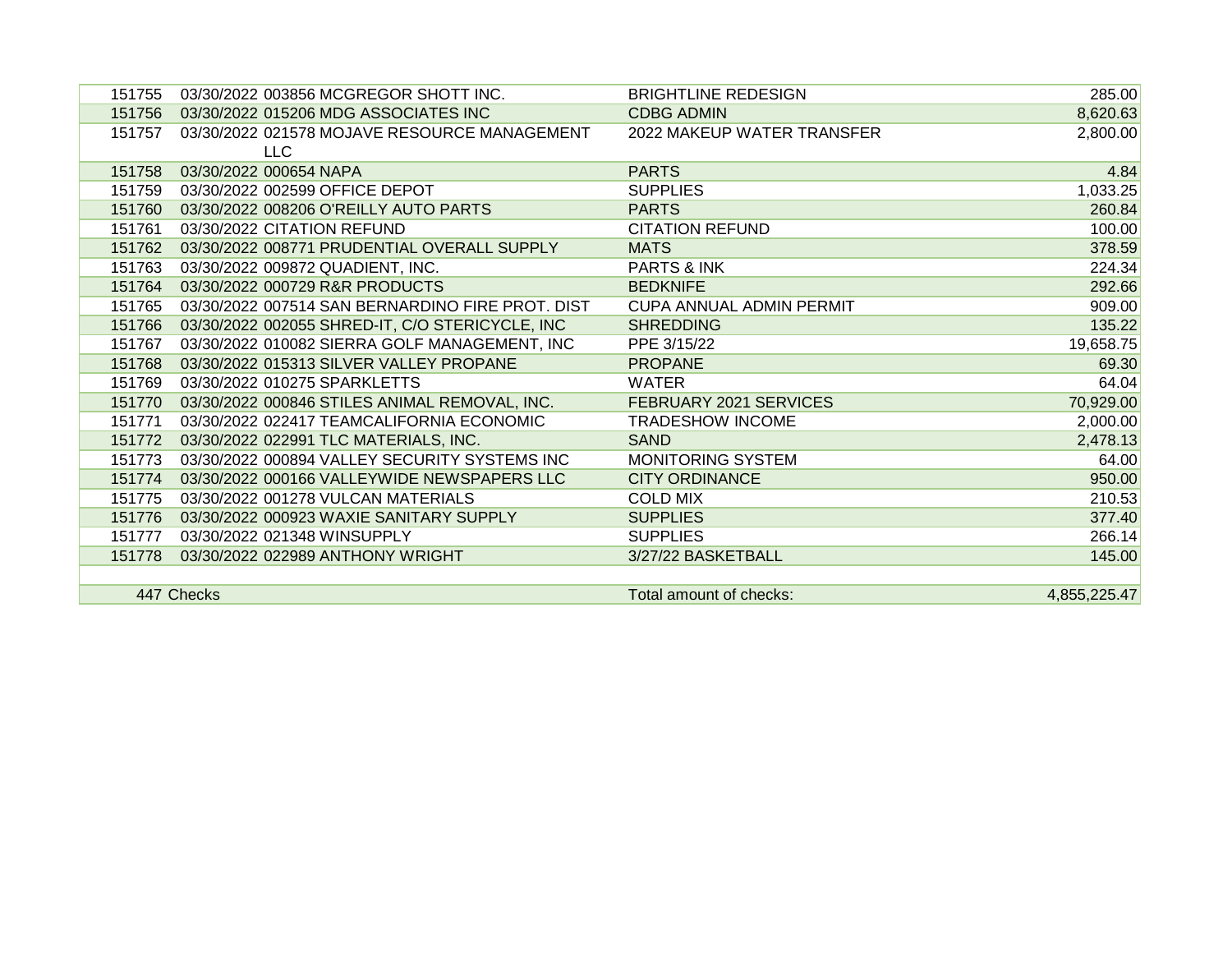| | | | |
|---|---|---|---|
| 151755 | 03/30/2022 003856 MCGREGOR SHOTT INC. | BRIGHTLINE REDESIGN | 285.00 |
| 151756 | 03/30/2022 015206 MDG ASSOCIATES INC | CDBG ADMIN | 8,620.63 |
| 151757 | 03/30/2022 021578 MOJAVE RESOURCE MANAGEMENT LLC | 2022 MAKEUP WATER TRANSFER | 2,800.00 |
| 151758 | 03/30/2022 000654 NAPA | PARTS | 4.84 |
| 151759 | 03/30/2022 002599 OFFICE DEPOT | SUPPLIES | 1,033.25 |
| 151760 | 03/30/2022 008206 O'REILLY AUTO PARTS | PARTS | 260.84 |
| 151761 | 03/30/2022 CITATION REFUND | CITATION REFUND | 100.00 |
| 151762 | 03/30/2022 008771 PRUDENTIAL OVERALL SUPPLY | MATS | 378.59 |
| 151763 | 03/30/2022 009872 QUADIENT, INC. | PARTS & INK | 224.34 |
| 151764 | 03/30/2022 000729 R&R PRODUCTS | BEDKNIFE | 292.66 |
| 151765 | 03/30/2022 007514 SAN BERNARDINO FIRE PROT. DIST | CUPA ANNUAL ADMIN PERMIT | 909.00 |
| 151766 | 03/30/2022 002055 SHRED-IT, C/O STERICYCLE, INC | SHREDDING | 135.22 |
| 151767 | 03/30/2022 010082 SIERRA GOLF MANAGEMENT, INC | PPE 3/15/22 | 19,658.75 |
| 151768 | 03/30/2022 015313 SILVER VALLEY PROPANE | PROPANE | 69.30 |
| 151769 | 03/30/2022 010275 SPARKLETTS | WATER | 64.04 |
| 151770 | 03/30/2022 000846 STILES ANIMAL REMOVAL, INC. | FEBRUARY 2021 SERVICES | 70,929.00 |
| 151771 | 03/30/2022 022417 TEAMCALIFORNIA ECONOMIC | TRADESHOW INCOME | 2,000.00 |
| 151772 | 03/30/2022 022991 TLC MATERIALS, INC. | SAND | 2,478.13 |
| 151773 | 03/30/2022 000894 VALLEY SECURITY SYSTEMS INC | MONITORING SYSTEM | 64.00 |
| 151774 | 03/30/2022 000166 VALLEYWIDE NEWSPAPERS LLC | CITY ORDINANCE | 950.00 |
| 151775 | 03/30/2022 001278 VULCAN MATERIALS | COLD MIX | 210.53 |
| 151776 | 03/30/2022 000923 WAXIE SANITARY SUPPLY | SUPPLIES | 377.40 |
| 151777 | 03/30/2022 021348 WINSUPPLY | SUPPLIES | 266.14 |
| 151778 | 03/30/2022 022989 ANTHONY WRIGHT | 3/27/22 BASKETBALL | 145.00 |
| | | | |
| 447 Checks | | Total amount of checks: | 4,855,225.47 |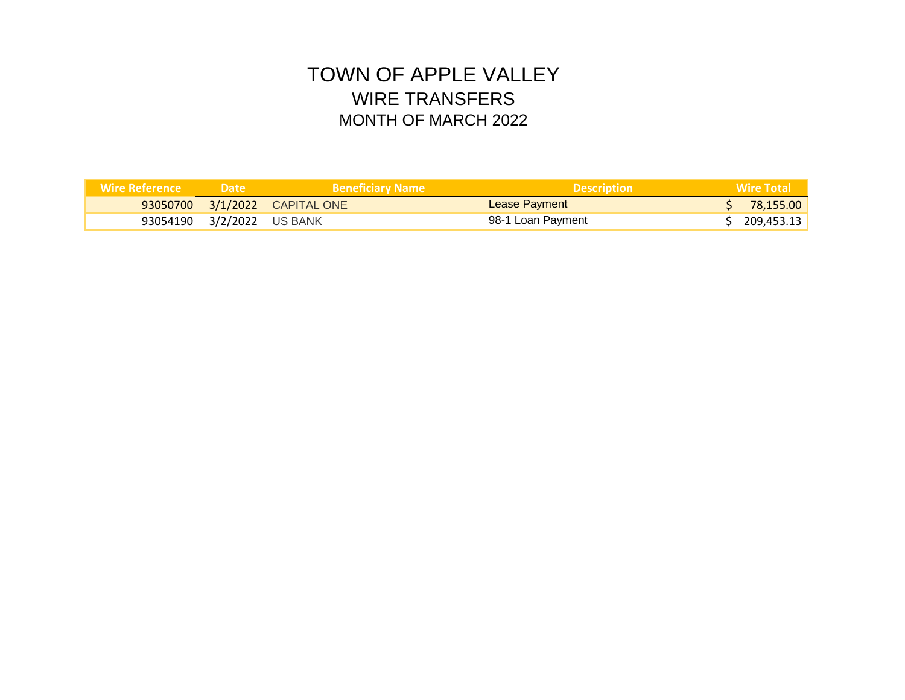# TOWN OF APPLE VALLEY
## WIRE TRANSFERS
### MONTH OF MARCH 2022

| Wire Reference | Date | Beneficiary Name | Description | Wire Total |
|---|---|---|---|---|
| 93050700 | 3/1/2022 | CAPITAL ONE | Lease Payment | $ 78,155.00 |
| 93054190 | 3/2/2022 | US BANK | 98-1 Loan Payment | $ 209,453.13 |